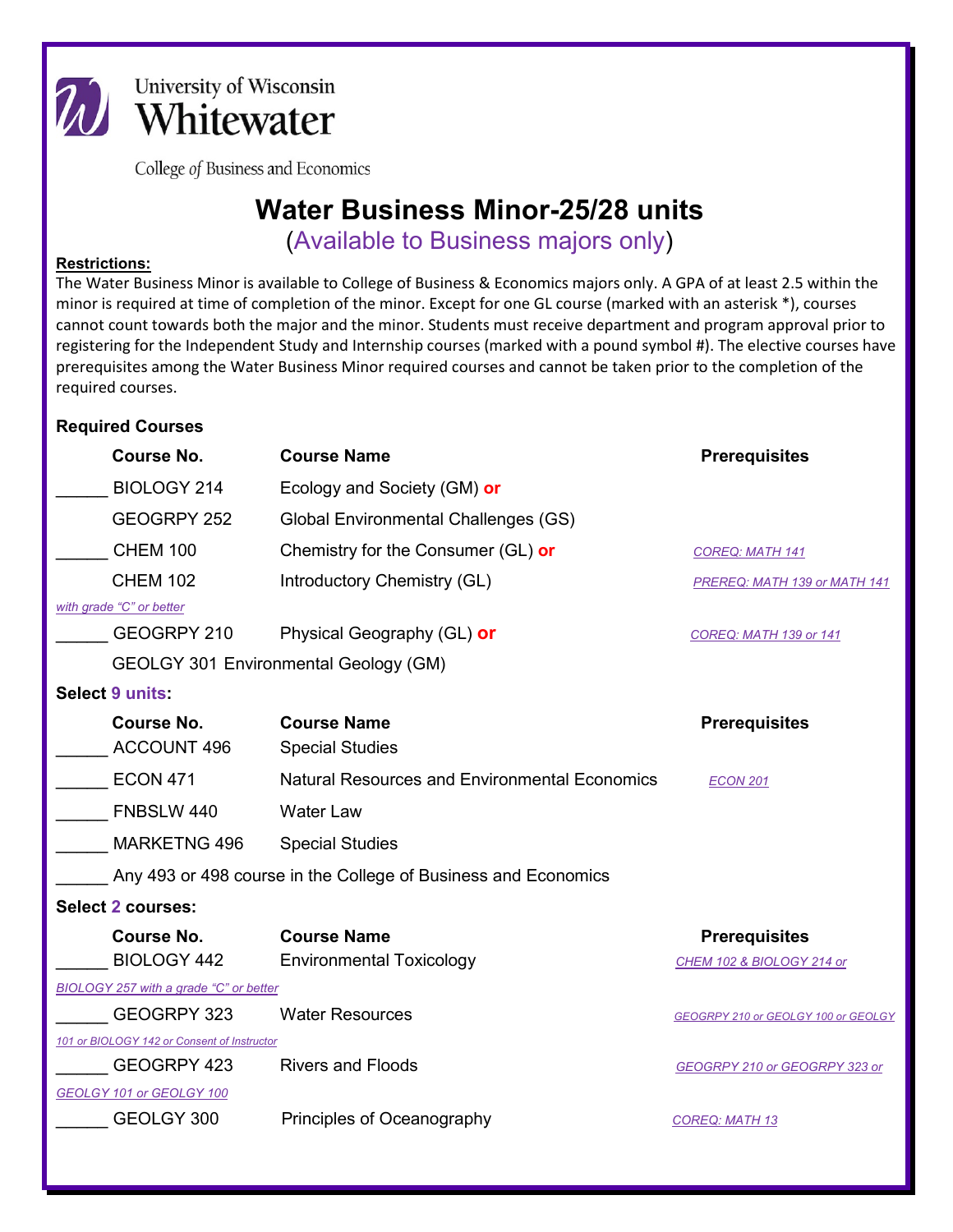University of Wisconsin
Whitewater

College of Business and Economics

# Water Business Minor-25/28 units

(Available to Business majors only)

**Restrictions:**

The Water Business Minor is available to College of Business & Economics majors only. A GPA of at least 2.5 within the minor is required at time of completion of the minor. Except for one GL course (marked with an asterisk *), courses cannot count towards both the major and the minor. Students must receive department and program approval prior to registering for the Independent Study and Internship courses (marked with a pound symbol #). The elective courses have prerequisites among the Water Business Minor required courses and cannot be taken prior to the completion of the required courses.

### Required Courses

| | Course No. | Course Name | Prerequisites |
|---|---|---|---|
| _____ | BIOLOGY 214 | Ecology and Society (GM) **or** | |
| | GEOGRPY 252 | Global Environmental Challenges (GS) | |
| _____ | CHEM 100 | Chemistry for the Consumer (GL) **or** | COREQ: MATH 141 |
| | CHEM 102 | Introductory Chemistry (GL) | PREREQ: MATH 139 or MATH 141 with grade "C" or better |
| _____ | GEOGRPY 210 | Physical Geography (GL) **or** | COREQ: MATH 139 or 141 |
| | GEOLGY 301 | Environmental Geology (GM) | |

### Select 9 units:

| | Course No. | Course Name | Prerequisites |
|---|---|---|---|
| _____ | ACCOUNT 496 | Special Studies | |
| _____ | ECON 471 | Natural Resources and Environmental Economics | ECON 201 |
| _____ | FNBSLW 440 | Water Law | |
| _____ | MARKETNG 496 | Special Studies | |
| _____ | Any 493 or 498 course in the College of Business and Economics | | |

### Select 2 courses:

| | Course No. | Course Name | Prerequisites |
|---|---|---|---|
| _____ | BIOLOGY 442 | Environmental Toxicology | CHEM 102 & BIOLOGY 214 or BIOLOGY 257 with a grade "C" or better |
| _____ | GEOGRPY 323 | Water Resources | GEOGRPY 210 or GEOLGY 100 or GEOLGY 101 or BIOLOGY 142 or Consent of Instructor |
| _____ | GEOGRPY 423 | Rivers and Floods | GEOGRPY 210 or GEOGRPY 323 or GEOLGY 101 or GEOLGY 100 |
| _____ | GEOLGY 300 | Principles of Oceanography | COREQ: MATH 13 |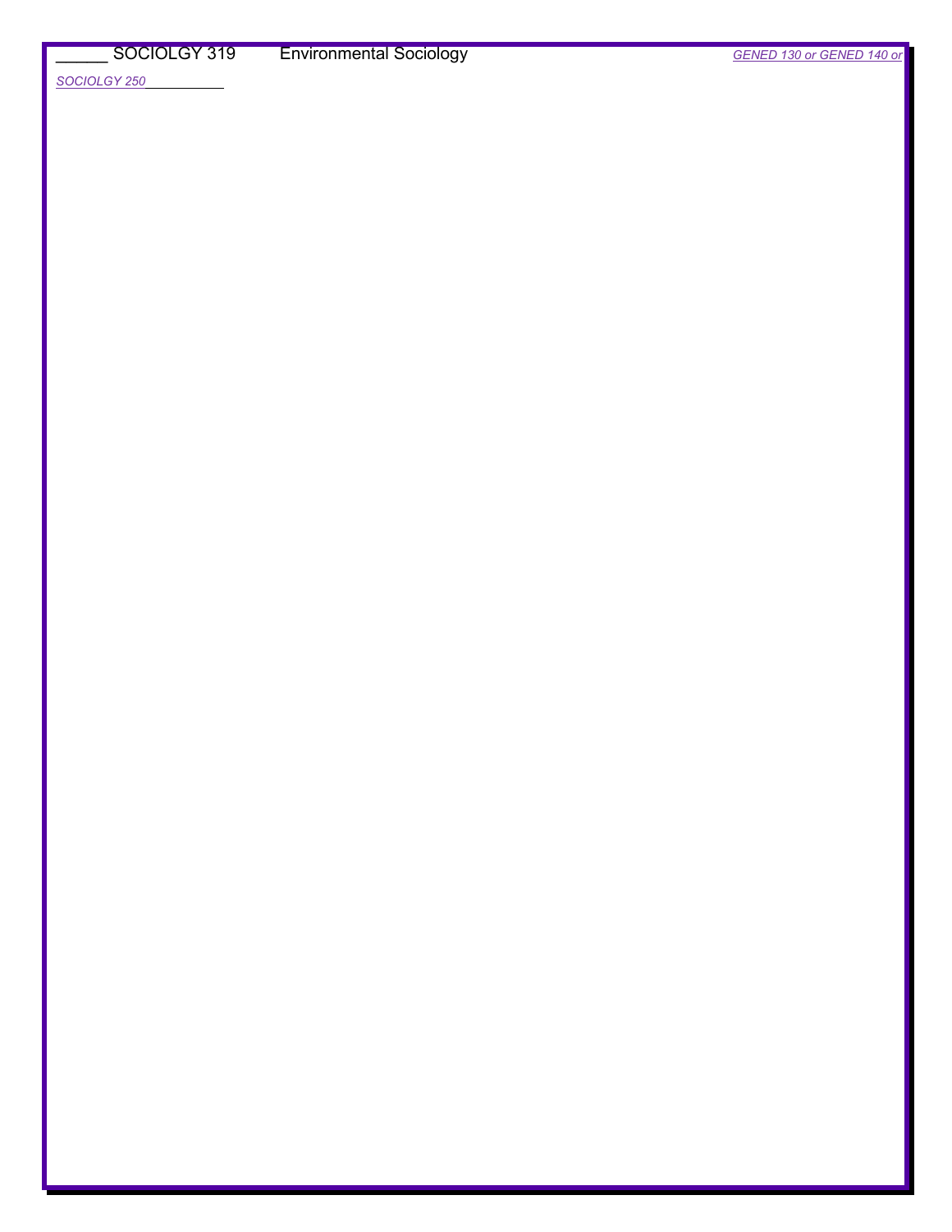_____ SOCIOLGY 319 Environmental Sociology *GENED 130 or GENED 140 or SOCIOLGY 250*